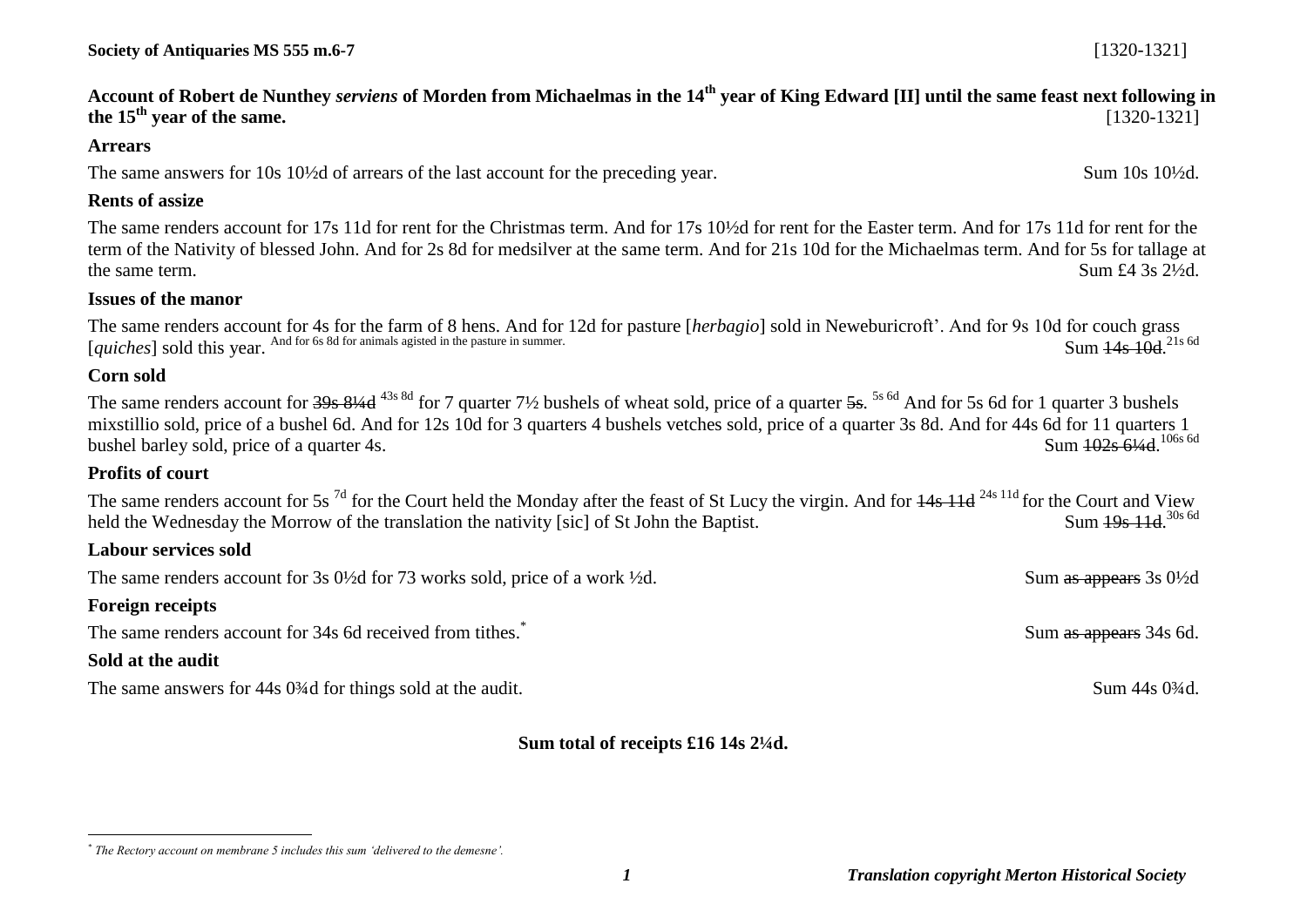**Society of Antiquaries MS 555 m.6-7** [1320-1321]

## Account of Robert de Nunthey *serviens* of Morden from Michaelmas in the 14th year of King Edward [II] until the same feast next following in the 15th year of the same. [1320-1321]

### Arrears

The same answers for 10s 10½d of arrears of the last account for the preceding year. Sum 10s 10½d.

### Rents of assize

The same renders account for 17s 11d for rent for the Christmas term. And for 17s 10½d for rent for the Easter term. And for 17s 11d for rent for the term of the Nativity of blessed John. And for 2s 8d for medsilver at the same term. And for 21s 10d for the Michaelmas term. And for 5s for tallage at the same term. Sum £4 3s 2½d.

### Issues of the manor

The same renders account for 4s for the farm of 8 hens. And for 12d for pasture [*herbagio*] sold in Neweburicroft'. And for 9s 10d for couch grass [*quiches*] sold this year. And for 6s 8d for animals agisted in the pasture in summer. Sum ~~14s 10d~~. 21s 6d

### Corn sold

The same renders account for ~~39s 8¼d~~ 43s 8d for 7 quarter 7½ bushels of wheat sold, price of a quarter ~~5s~~. 5s 6d And for 5s 6d for 1 quarter 3 bushels mixstillio sold, price of a bushel 6d. And for 12s 10d for 3 quarters 4 bushels vetches sold, price of a quarter 3s 8d. And for 44s 6d for 11 quarters 1 bushel barley sold, price of a quarter 4s. Sum ~~102s 6¼d~~. 106s 6d

### Profits of court

The same renders account for 5s 7d for the Court held the Monday after the feast of St Lucy the virgin. And for ~~14s 11d~~ 24s 11d for the Court and View held the Wednesday the Morrow of the translation the nativity [sic] of St John the Baptist. Sum ~~19s 11d~~. 30s 6d

### Labour services sold

The same renders account for 3s 0½d for 73 works sold, price of a work ½d. Sum ~~as appears~~ 3s 0½d

### Foreign receipts

The same renders account for 34s 6d received from tithes.* Sum ~~as appears~~ 34s 6d.

### Sold at the audit

The same answers for 44s 0¾d for things sold at the audit. Sum 44s 0¾d.

**Sum total of receipts £16 14s 2¼d.**

---

\* *The Rectory account on membrane 5 includes this sum 'delivered to the demesne'.*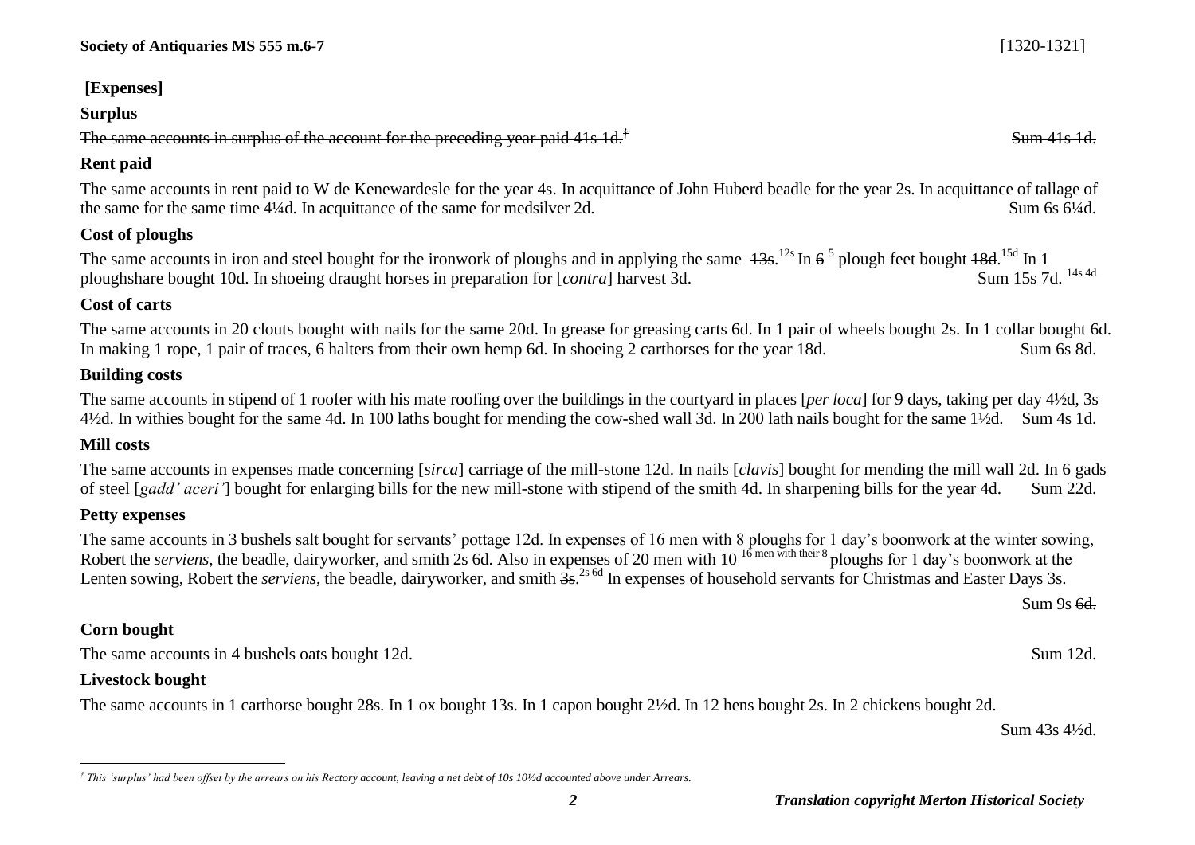**[Expenses]**

**Surplus**

~~The same accounts in surplus of the account for the preceding year paid 41s 1d.~~[‡] ~~Sum 41s 1d.~~

**Rent paid**

The same accounts in rent paid to W de Kenewardesle for the year 4s. In acquittance of John Huberd beadle for the year 2s. In acquittance of tallage of the same for the same time 4¼d. In acquittance of the same for medsilver 2d. Sum 6s 6¼d.

**Cost of ploughs**

The same accounts in iron and steel bought for the ironwork of ploughs and in applying the same ~~13s~~.[12s] In ~~6~~ [5] plough feet bought ~~18d~~.[15d] In 1 ploughshare bought 10d. In shoeing draught horses in preparation for [*contra*] harvest 3d. Sum ~~15s 7d~~. [14s 4d]

**Cost of carts**

The same accounts in 20 clouts bought with nails for the same 20d. In grease for greasing carts 6d. In 1 pair of wheels bought 2s. In 1 collar bought 6d. In making 1 rope, 1 pair of traces, 6 halters from their own hemp 6d. In shoeing 2 carthorses for the year 18d. Sum 6s 8d.

**Building costs**

The same accounts in stipend of 1 roofer with his mate roofing over the buildings in the courtyard in places [*per loca*] for 9 days, taking per day 4½d, 3s 4½d. In withies bought for the same 4d. In 100 laths bought for mending the cow-shed wall 3d. In 200 lath nails bought for the same 1½d. Sum 4s 1d.

**Mill costs**

The same accounts in expenses made concerning [*sirca*] carriage of the mill-stone 12d. In nails [*clavis*] bought for mending the mill wall 2d. In 6 gads of steel [*gadd' aceri'*] bought for enlarging bills for the new mill-stone with stipend of the smith 4d. In sharpening bills for the year 4d. Sum 22d.

**Petty expenses**

The same accounts in 3 bushels salt bought for servants' pottage 12d. In expenses of 16 men with 8 ploughs for 1 day's boonwork at the winter sowing, Robert the *serviens*, the beadle, dairyworker, and smith 2s 6d. Also in expenses of ~~20 men with 10~~ [16 men with their 8] ploughs for 1 day's boonwork at the Lenten sowing, Robert the *serviens*, the beadle, dairyworker, and smith ~~3s~~.[2s 6d] In expenses of household servants for Christmas and Easter Days 3s.

Sum 9s ~~6d.~~

**Corn bought**

The same accounts in 4 bushels oats bought 12d. Sum 12d.

**Livestock bought**

The same accounts in 1 carthorse bought 28s. In 1 ox bought 13s. In 1 capon bought 2½d. In 12 hens bought 2s. In 2 chickens bought 2d.

Sum 43s 4½d.

---

[‡] *This 'surplus' had been offset by the arrears on his Rectory account, leaving a net debt of 10s 10½d accounted above under Arrears.*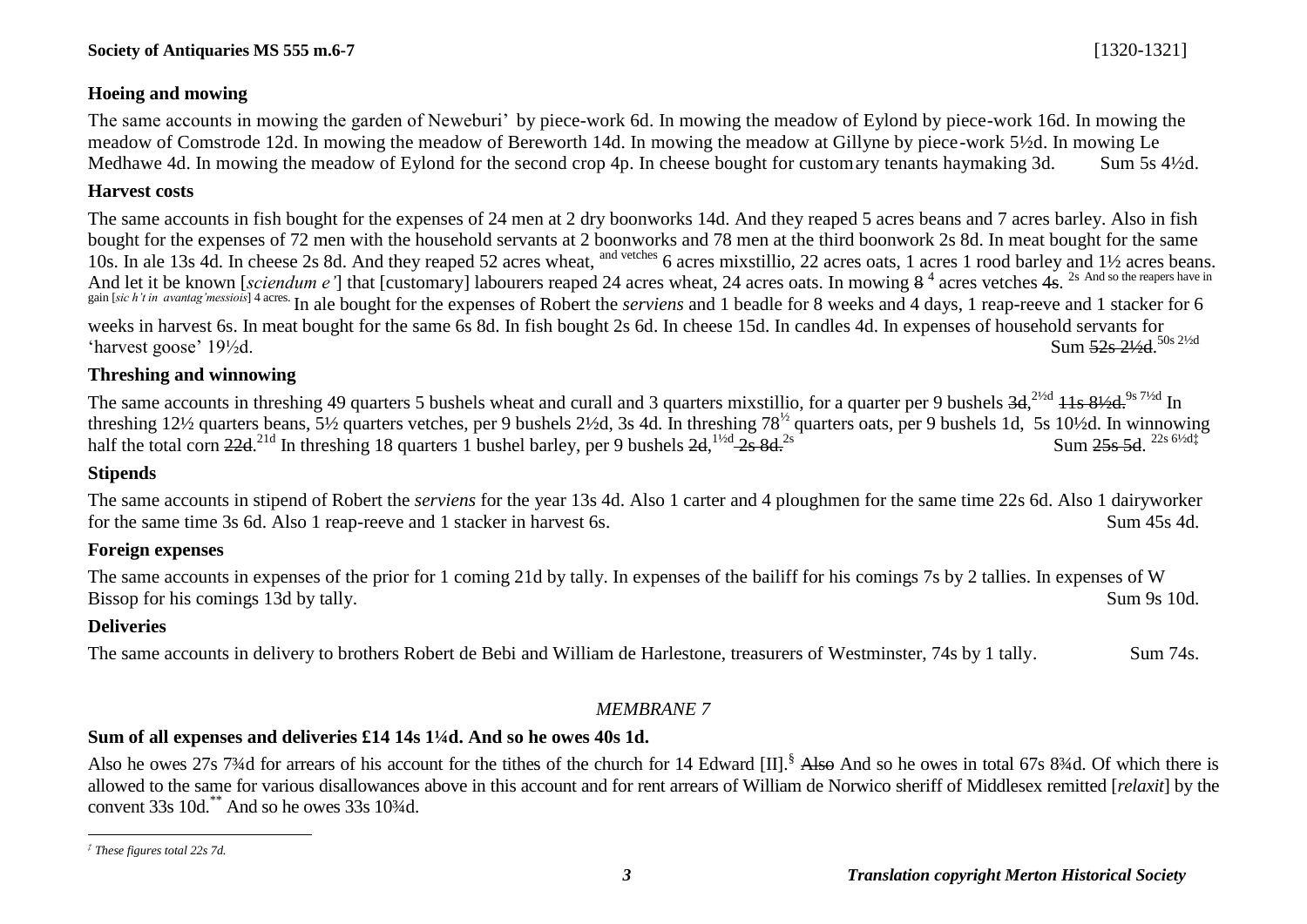### Hoeing and mowing

The same accounts in mowing the garden of Neweburi' by piece-work 6d. In mowing the meadow of Eylond by piece-work 16d. In mowing the meadow of Comstrode 12d. In mowing the meadow of Bereworth 14d. In mowing the meadow at Gillyne by piece-work 5½d. In mowing Le Medhawe 4d. In mowing the meadow of Eylond for the second crop 4p. In cheese bought for customary tenants haymaking 3d. Sum 5s 4½d.

### Harvest costs

The same accounts in fish bought for the expenses of 24 men at 2 dry boonworks 14d. And they reaped 5 acres beans and 7 acres barley. Also in fish bought for the expenses of 72 men with the household servants at 2 boonworks and 78 men at the third boonwork 2s 8d. In meat bought for the same 10s. In ale 13s 4d. In cheese 2s 8d. And they reaped 52 acres wheat, [and vetches] 6 acres mixstillio, 22 acres oats, 1 acres 1 rood barley and 1½ acres beans. And let it be known [*sciendum e'*] that [customary] labourers reaped 24 acres wheat, 24 acres oats. In mowing ~~8~~ [4] acres vetches ~~4s~~. [2s And so the reapers have in gain [*sic h't in avantag'messiois*] 4 acres.] In ale bought for the expenses of Robert the *serviens* and 1 beadle for 8 weeks and 4 days, 1 reap-reeve and 1 stacker for 6 weeks in harvest 6s. In meat bought for the same 6s 8d. In fish bought 2s 6d. In cheese 15d. In candles 4d. In expenses of household servants for 'harvest goose' 19½d. Sum ~~52s 2½d~~. [50s 2½d]

### Threshing and winnowing

The same accounts in threshing 49 quarters 5 bushels wheat and curall and 3 quarters mixstillio, for a quarter per 9 bushels ~~3d~~, [2½d] ~~11s 8½d~~. [9s 7½d] In threshing 12½ quarters beans, 5½ quarters vetches, per 9 bushels 2½d, 3s 4d. In threshing 78[½] quarters oats, per 9 bushels 1d, 5s 10½d. In winnowing half the total corn ~~22d~~. [21d] In threshing 18 quarters 1 bushel barley, per 9 bushels ~~2d~~, [1½d] ~~2s 8d~~. [2s] Sum ~~25s 5d~~. [22s 6½d‡]

### Stipends

The same accounts in stipend of Robert the *serviens* for the year 13s 4d. Also 1 carter and 4 ploughmen for the same time 22s 6d. Also 1 dairyworker for the same time 3s 6d. Also 1 reap-reeve and 1 stacker in harvest 6s. Sum 45s 4d.

### Foreign expenses

The same accounts in expenses of the prior for 1 coming 21d by tally. In expenses of the bailiff for his comings 7s by 2 tallies. In expenses of W Bissop for his comings 13d by tally. Sum 9s 10d.

### Deliveries

The same accounts in delivery to brothers Robert de Bebi and William de Harlestone, treasurers of Westminster, 74s by 1 tally. Sum 74s.

*MEMBRANE 7*

**Sum of all expenses and deliveries £14 14s 1¼d. And so he owes 40s 1d.**

Also he owes 27s 7¾d for arrears of his account for the tithes of the church for 14 Edward [II].[§] ~~Also~~ And so he owes in total 67s 8¾d. Of which there is allowed to the same for various disallowances above in this account and for rent arrears of William de Norwico sheriff of Middlesex remitted [*relaxit*] by the convent 33s 10d.[**] And so he owes 33s 10¾d.

---

*‡ These figures total 22s 7d.*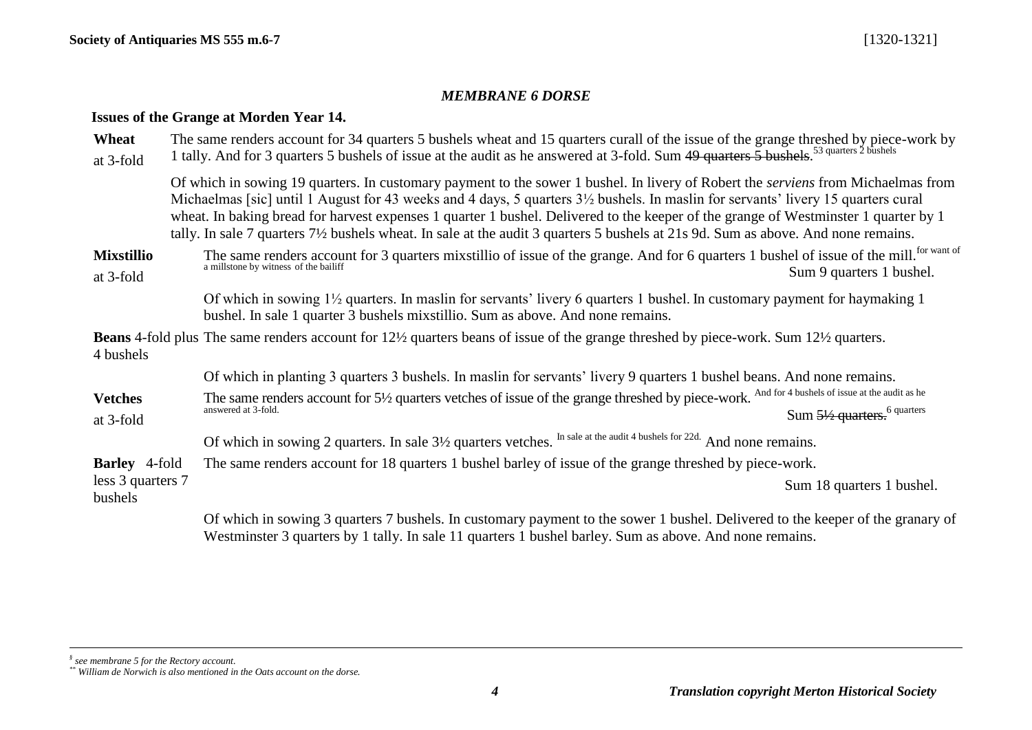## *MEMBRANE 6 DORSE*

### Issues of the Grange at Morden Year 14.

**Wheat** at 3-fold

The same renders account for 34 quarters 5 bushels wheat and 15 quarters curall of the issue of the grange threshed by piece-work by 1 tally. And for 3 quarters 5 bushels of issue at the audit as he answered at 3-fold. Sum ~~49 quarters 5 bushels~~. 53 quarters 2 bushels

Of which in sowing 19 quarters. In customary payment to the sower 1 bushel. In livery of Robert the *serviens* from Michaelmas from Michaelmas [sic] until 1 August for 43 weeks and 4 days, 5 quarters 3½ bushels. In maslin for servants' livery 15 quarters cural wheat. In baking bread for harvest expenses 1 quarter 1 bushel. Delivered to the keeper of the grange of Westminster 1 quarter by 1 tally. In sale 7 quarters 7½ bushels wheat. In sale at the audit 3 quarters 5 bushels at 21s 9d. Sum as above. And none remains.

**Mixstillio** at 3-fold

The same renders account for 3 quarters mixstillio of issue of the grange. And for 6 quarters 1 bushel of issue of the mill. for want of a millstone by witness of the bailiff

Sum 9 quarters 1 bushel.

Of which in sowing 1½ quarters. In maslin for servants' livery 6 quarters 1 bushel. In customary payment for haymaking 1 bushel. In sale 1 quarter 3 bushels mixstillio. Sum as above. And none remains.

**Beans** 4-fold plus 4 bushels

The same renders account for 12½ quarters beans of issue of the grange threshed by piece-work. Sum 12½ quarters.

Of which in planting 3 quarters 3 bushels. In maslin for servants' livery 9 quarters 1 bushel beans. And none remains.

**Vetches** at 3-fold

The same renders account for 5½ quarters vetches of issue of the grange threshed by piece-work. And for 4 bushels of issue at the audit as he answered at 3-fold.

Sum ~~5½ quarters.~~ 6 quarters

Of which in sowing 2 quarters. In sale 3½ quarters vetches. In sale at the audit 4 bushels for 22d. And none remains.

**Barley** 4-fold less 3 quarters 7 bushels

The same renders account for 18 quarters 1 bushel barley of issue of the grange threshed by piece-work.

Sum 18 quarters 1 bushel.

Of which in sowing 3 quarters 7 bushels. In customary payment to the sower 1 bushel. Delivered to the keeper of the granary of Westminster 3 quarters by 1 tally. In sale 11 quarters 1 bushel barley. Sum as above. And none remains.

---

[§] *see membrane 5 for the Rectory account.*

[**] *William de Norwich is also mentioned in the Oats account on the dorse.*

***Translation copyright Merton Historical Society***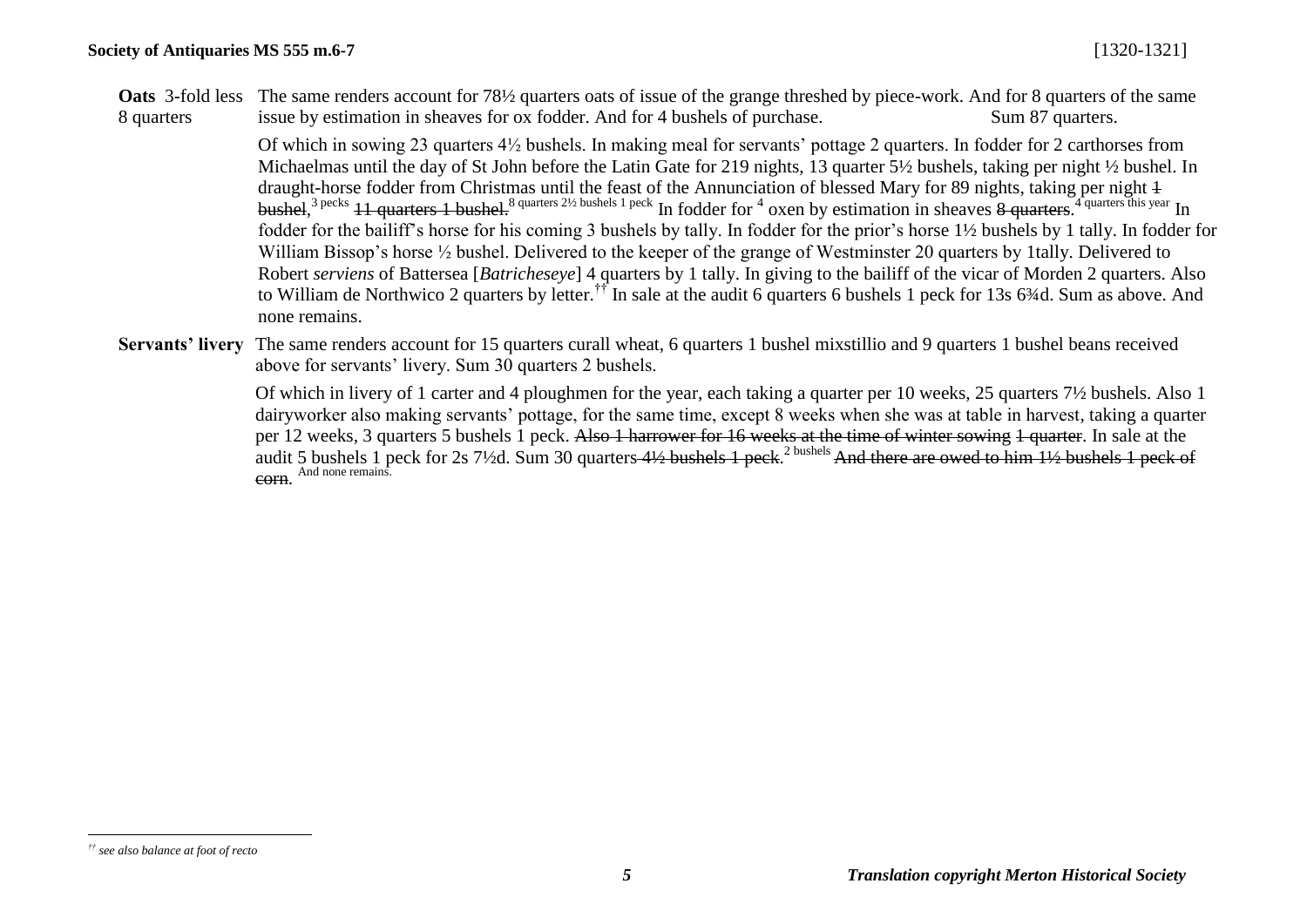**Oats** 3-fold less 8 quarters

The same renders account for 78½ quarters oats of issue of the grange threshed by piece-work. And for 8 quarters of the same issue by estimation in sheaves for ox fodder. And for 4 bushels of purchase. Sum 87 quarters.

Of which in sowing 23 quarters 4½ bushels. In making meal for servants' pottage 2 quarters. In fodder for 2 carthorses from Michaelmas until the day of St John before the Latin Gate for 219 nights, 13 quarter 5½ bushels, taking per night ½ bushel. In draught-horse fodder from Christmas until the feast of the Annunciation of blessed Mary for 89 nights, taking per night ~~1 bushel~~,[3 pecks] ~~11 quarters 1 bushel~~.[8 quarters 2½ bushels 1 peck] In fodder for [4] oxen by estimation in sheaves ~~8 quarters~~.[4 quarters this year] In fodder for the bailiff's horse for his coming 3 bushels by tally. In fodder for the prior's horse 1½ bushels by 1 tally. In fodder for William Bissop's horse ½ bushel. Delivered to the keeper of the grange of Westminster 20 quarters by 1tally. Delivered to Robert *serviens* of Battersea [*Batricheseye*] 4 quarters by 1 tally. In giving to the bailiff of the vicar of Morden 2 quarters. Also to William de Northwico 2 quarters by letter.[††] In sale at the audit 6 quarters 6 bushels 1 peck for 13s 6¾d. Sum as above. And none remains.

**Servants' livery**

The same renders account for 15 quarters curall wheat, 6 quarters 1 bushel mixstillio and 9 quarters 1 bushel beans received above for servants' livery. Sum 30 quarters 2 bushels.

Of which in livery of 1 carter and 4 ploughmen for the year, each taking a quarter per 10 weeks, 25 quarters 7½ bushels. Also 1 dairyworker also making servants' pottage, for the same time, except 8 weeks when she was at table in harvest, taking a quarter per 12 weeks, 3 quarters 5 bushels 1 peck. ~~Also 1 harrower for 16 weeks at the time of winter sowing 1 quarter~~. In sale at the audit 5 bushels 1 peck for 2s 7½d. Sum 30 quarters ~~4½ bushels 1 peck~~.[2 bushels] ~~And there are owed to him 1½ bushels 1 peck of corn~~. [And none remains.]

---

[††] *see also balance at foot of recto*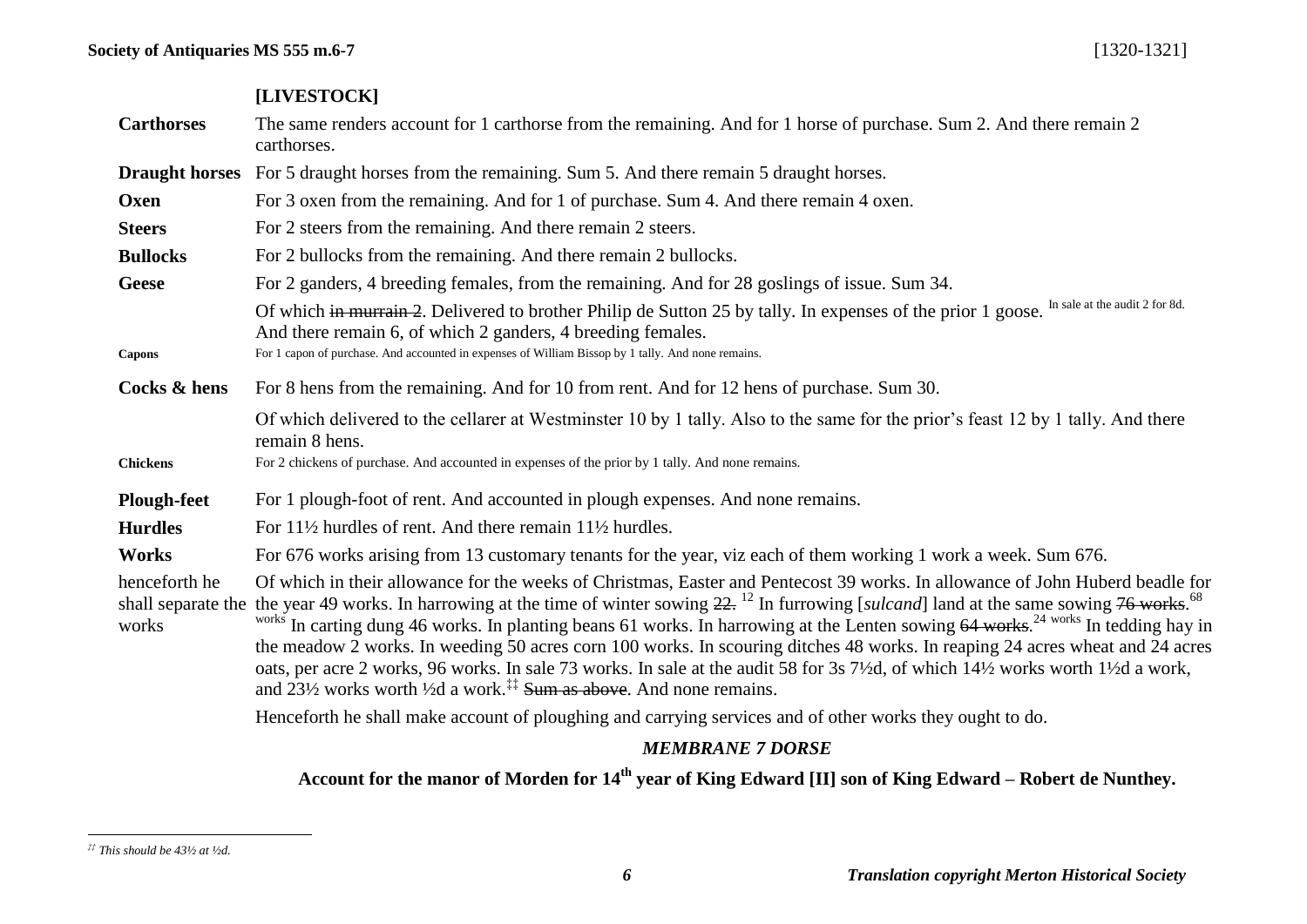**[LIVESTOCK]**

| | |
|---|---|
| **Carthorses** | The same renders account for 1 carthorse from the remaining. And for 1 horse of purchase. Sum 2. And there remain 2 carthorses. |
| **Draught horses** | For 5 draught horses from the remaining. Sum 5. And there remain 5 draught horses. |
| **Oxen** | For 3 oxen from the remaining. And for 1 of purchase. Sum 4. And there remain 4 oxen. |
| **Steers** | For 2 steers from the remaining. And there remain 2 steers. |
| **Bullocks** | For 2 bullocks from the remaining. And there remain 2 bullocks. |
| **Geese** | For 2 ganders, 4 breeding females, from the remaining. And for 28 goslings of issue. Sum 34. |
| | Of which ~~in murrain 2~~. Delivered to brother Philip de Sutton 25 by tally. In expenses of the prior 1 goose. In sale at the audit 2 for 8d. And there remain 6, of which 2 ganders, 4 breeding females. |
| **Capons** | For 1 capon of purchase. And accounted in expenses of William Bissop by 1 tally. And none remains. |
| **Cocks & hens** | For 8 hens from the remaining. And for 10 from rent. And for 12 hens of purchase. Sum 30. |
| | Of which delivered to the cellarer at Westminster 10 by 1 tally. Also to the same for the prior's feast 12 by 1 tally. And there remain 8 hens. |
| **Chickens** | For 2 chickens of purchase. And accounted in expenses of the prior by 1 tally. And none remains. |
| **Plough-feet** | For 1 plough-foot of rent. And accounted in plough expenses. And none remains. |
| **Hurdles** | For 11½ hurdles of rent. And there remain 11½ hurdles. |
| **Works** | For 676 works arising from 13 customary tenants for the year, viz each of them working 1 work a week. Sum 676. |
| henceforth he shall separate the works | Of which in their allowance for the weeks of Christmas, Easter and Pentecost 39 works. In allowance of John Huberd beadle for the year 49 works. In harrowing at the time of winter sowing ~~22.~~ 12 In furrowing [*sulcand*] land at the same sowing ~~76 works~~. 68 works In carting dung 46 works. In planting beans 61 works. In harrowing at the Lenten sowing ~~64 works~~. 24 works In tedding hay in the meadow 2 works. In weeding 50 acres corn 100 works. In scouring ditches 48 works. In reaping 24 acres wheat and 24 acres oats, per acre 2 works, 96 works. In sale 73 works. In sale at the audit 58 for 3s 7½d, of which 14½ works worth 1½d a work, and 23½ works worth ½d a work.[‡‡] ~~Sum as above~~. And none remains. |
| | Henceforth he shall make account of ploughing and carrying services and of other works they ought to do. |

### *MEMBRANE 7 DORSE*

**Account for the manor of Morden for 14th year of King Edward [II] son of King Edward – Robert de Nunthey.**

[‡‡] *This should be 43½ at ½d.*